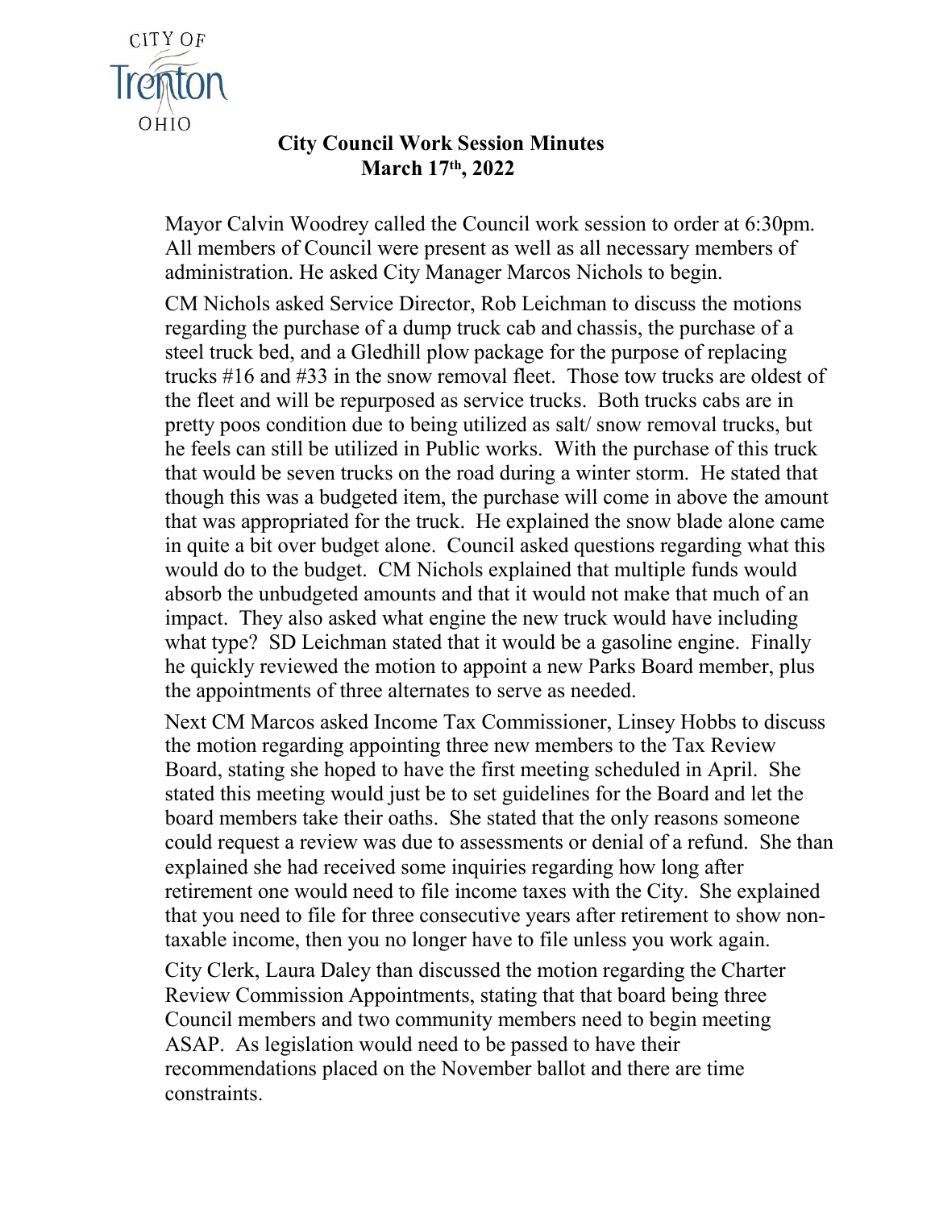CITY OF Trenton OHIO

**City Council Work Session Minutes**
**March 17th, 2022**

Mayor Calvin Woodrey called the Council work session to order at 6:30pm. All members of Council were present as well as all necessary members of administration. He asked City Manager Marcos Nichols to begin.

CM Nichols asked Service Director, Rob Leichman to discuss the motions regarding the purchase of a dump truck cab and chassis, the purchase of a steel truck bed, and a Gledhill plow package for the purpose of replacing trucks #16 and #33 in the snow removal fleet. Those tow trucks are oldest of the fleet and will be repurposed as service trucks. Both trucks cabs are in pretty poos condition due to being utilized as salt/ snow removal trucks, but he feels can still be utilized in Public works. With the purchase of this truck that would be seven trucks on the road during a winter storm. He stated that though this was a budgeted item, the purchase will come in above the amount that was appropriated for the truck. He explained the snow blade alone came in quite a bit over budget alone. Council asked questions regarding what this would do to the budget. CM Nichols explained that multiple funds would absorb the unbudgeted amounts and that it would not make that much of an impact. They also asked what engine the new truck would have including what type? SD Leichman stated that it would be a gasoline engine. Finally he quickly reviewed the motion to appoint a new Parks Board member, plus the appointments of three alternates to serve as needed.

Next CM Marcos asked Income Tax Commissioner, Linsey Hobbs to discuss the motion regarding appointing three new members to the Tax Review Board, stating she hoped to have the first meeting scheduled in April. She stated this meeting would just be to set guidelines for the Board and let the board members take their oaths. She stated that the only reasons someone could request a review was due to assessments or denial of a refund. She than explained she had received some inquiries regarding how long after retirement one would need to file income taxes with the City. She explained that you need to file for three consecutive years after retirement to show non-taxable income, then you no longer have to file unless you work again.

City Clerk, Laura Daley than discussed the motion regarding the Charter Review Commission Appointments, stating that that board being three Council members and two community members need to begin meeting ASAP. As legislation would need to be passed to have their recommendations placed on the November ballot and there are time constraints.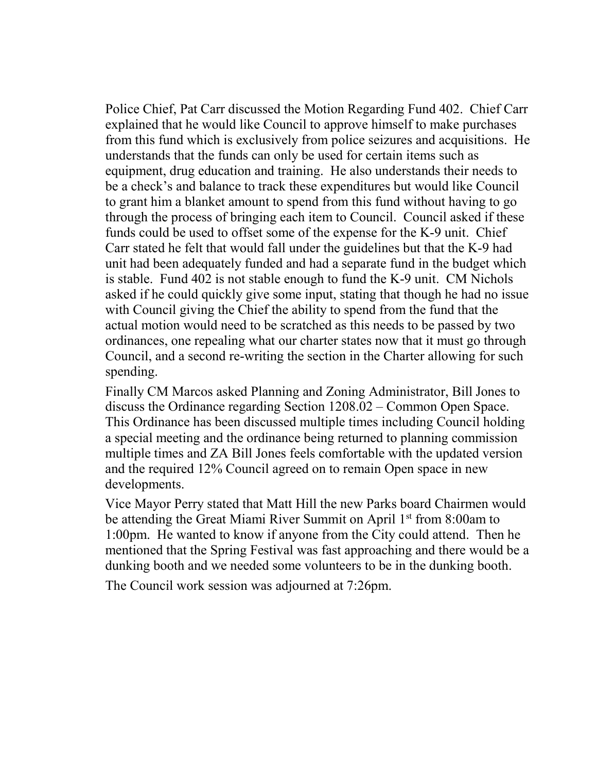Police Chief, Pat Carr discussed the Motion Regarding Fund 402. Chief Carr explained that he would like Council to approve himself to make purchases from this fund which is exclusively from police seizures and acquisitions. He understands that the funds can only be used for certain items such as equipment, drug education and training. He also understands their needs to be a check's and balance to track these expenditures but would like Council to grant him a blanket amount to spend from this fund without having to go through the process of bringing each item to Council. Council asked if these funds could be used to offset some of the expense for the K-9 unit. Chief Carr stated he felt that would fall under the guidelines but that the K-9 had unit had been adequately funded and had a separate fund in the budget which is stable. Fund 402 is not stable enough to fund the K-9 unit. CM Nichols asked if he could quickly give some input, stating that though he had no issue with Council giving the Chief the ability to spend from the fund that the actual motion would need to be scratched as this needs to be passed by two ordinances, one repealing what our charter states now that it must go through Council, and a second re-writing the section in the Charter allowing for such spending.

Finally CM Marcos asked Planning and Zoning Administrator, Bill Jones to discuss the Ordinance regarding Section 1208.02 – Common Open Space. This Ordinance has been discussed multiple times including Council holding a special meeting and the ordinance being returned to planning commission multiple times and ZA Bill Jones feels comfortable with the updated version and the required 12% Council agreed on to remain Open space in new developments.

Vice Mayor Perry stated that Matt Hill the new Parks board Chairmen would be attending the Great Miami River Summit on April 1st from 8:00am to 1:00pm. He wanted to know if anyone from the City could attend. Then he mentioned that the Spring Festival was fast approaching and there would be a dunking booth and we needed some volunteers to be in the dunking booth.

The Council work session was adjourned at 7:26pm.